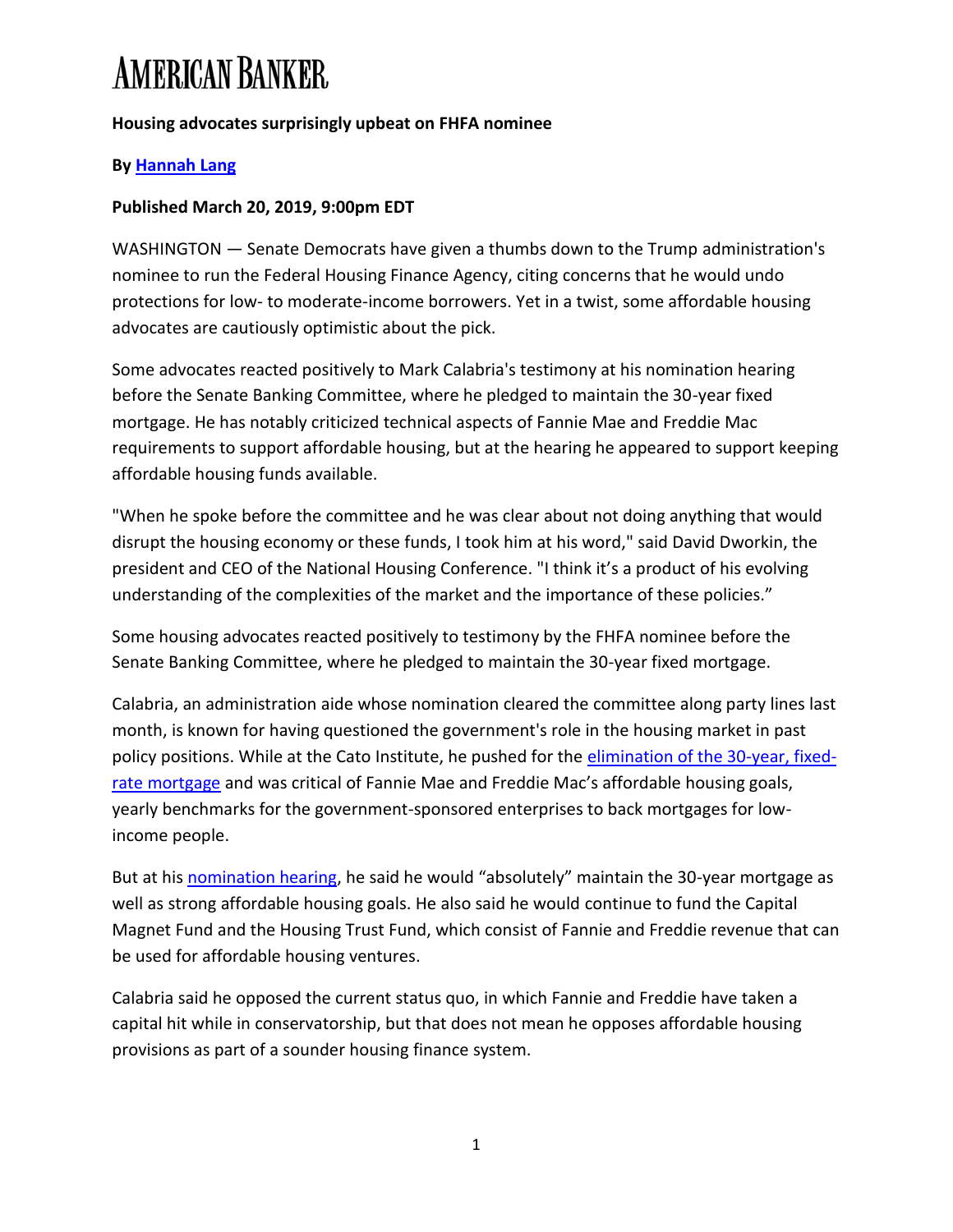# AMERICAN BANKER

**Housing advocates surprisingly upbeat on FHFA nominee**

**By [Hannah Lang]**

**Published March 20, 2019, 9:00pm EDT**

WASHINGTON — Senate Democrats have given a thumbs down to the Trump administration's nominee to run the Federal Housing Finance Agency, citing concerns that he would undo protections for low- to moderate-income borrowers. Yet in a twist, some affordable housing advocates are cautiously optimistic about the pick.

Some advocates reacted positively to Mark Calabria's testimony at his nomination hearing before the Senate Banking Committee, where he pledged to maintain the 30-year fixed mortgage. He has notably criticized technical aspects of Fannie Mae and Freddie Mac requirements to support affordable housing, but at the hearing he appeared to support keeping affordable housing funds available.

"When he spoke before the committee and he was clear about not doing anything that would disrupt the housing economy or these funds, I took him at his word," said David Dworkin, the president and CEO of the National Housing Conference. "I think it's a product of his evolving understanding of the complexities of the market and the importance of these policies."

Some housing advocates reacted positively to testimony by the FHFA nominee before the Senate Banking Committee, where he pledged to maintain the 30-year fixed mortgage.

Calabria, an administration aide whose nomination cleared the committee along party lines last month, is known for having questioned the government's role in the housing market in past policy positions. While at the Cato Institute, he pushed for the [elimination of the 30-year, fixed-rate mortgage] and was critical of Fannie Mae and Freddie Mac's affordable housing goals, yearly benchmarks for the government-sponsored enterprises to back mortgages for low-income people.

But at his [nomination hearing], he said he would "absolutely" maintain the 30-year mortgage as well as strong affordable housing goals. He also said he would continue to fund the Capital Magnet Fund and the Housing Trust Fund, which consist of Fannie and Freddie revenue that can be used for affordable housing ventures.

Calabria said he opposed the current status quo, in which Fannie and Freddie have taken a capital hit while in conservatorship, but that does not mean he opposes affordable housing provisions as part of a sounder housing finance system.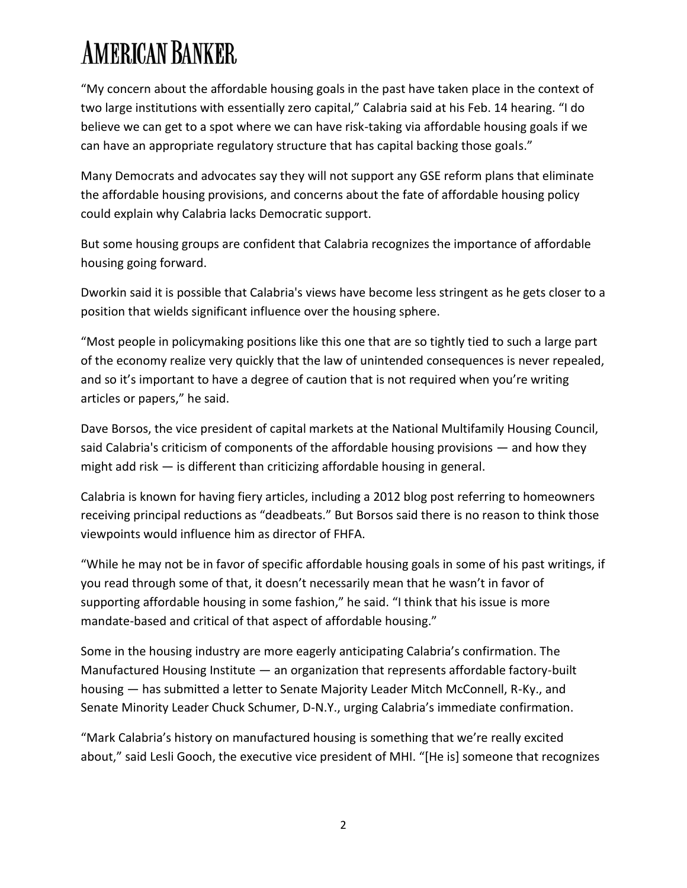"My concern about the affordable housing goals in the past have taken place in the context of two large institutions with essentially zero capital," Calabria said at his Feb. 14 hearing. "I do believe we can get to a spot where we can have risk-taking via affordable housing goals if we can have an appropriate regulatory structure that has capital backing those goals."

Many Democrats and advocates say they will not support any GSE reform plans that eliminate the affordable housing provisions, and concerns about the fate of affordable housing policy could explain why Calabria lacks Democratic support.

But some housing groups are confident that Calabria recognizes the importance of affordable housing going forward.

Dworkin said it is possible that Calabria's views have become less stringent as he gets closer to a position that wields significant influence over the housing sphere.

"Most people in policymaking positions like this one that are so tightly tied to such a large part of the economy realize very quickly that the law of unintended consequences is never repealed, and so it's important to have a degree of caution that is not required when you're writing articles or papers," he said.

Dave Borsos, the vice president of capital markets at the National Multifamily Housing Council, said Calabria's criticism of components of the affordable housing provisions — and how they might add risk — is different than criticizing affordable housing in general.

Calabria is known for having fiery articles, including a 2012 blog post referring to homeowners receiving principal reductions as "deadbeats." But Borsos said there is no reason to think those viewpoints would influence him as director of FHFA.

"While he may not be in favor of specific affordable housing goals in some of his past writings, if you read through some of that, it doesn't necessarily mean that he wasn't in favor of supporting affordable housing in some fashion," he said. "I think that his issue is more mandate-based and critical of that aspect of affordable housing."

Some in the housing industry are more eagerly anticipating Calabria's confirmation. The Manufactured Housing Institute — an organization that represents affordable factory-built housing — has submitted a letter to Senate Majority Leader Mitch McConnell, R-Ky., and Senate Minority Leader Chuck Schumer, D-N.Y., urging Calabria's immediate confirmation.

"Mark Calabria's history on manufactured housing is something that we're really excited about," said Lesli Gooch, the executive vice president of MHI. "[He is] someone that recognizes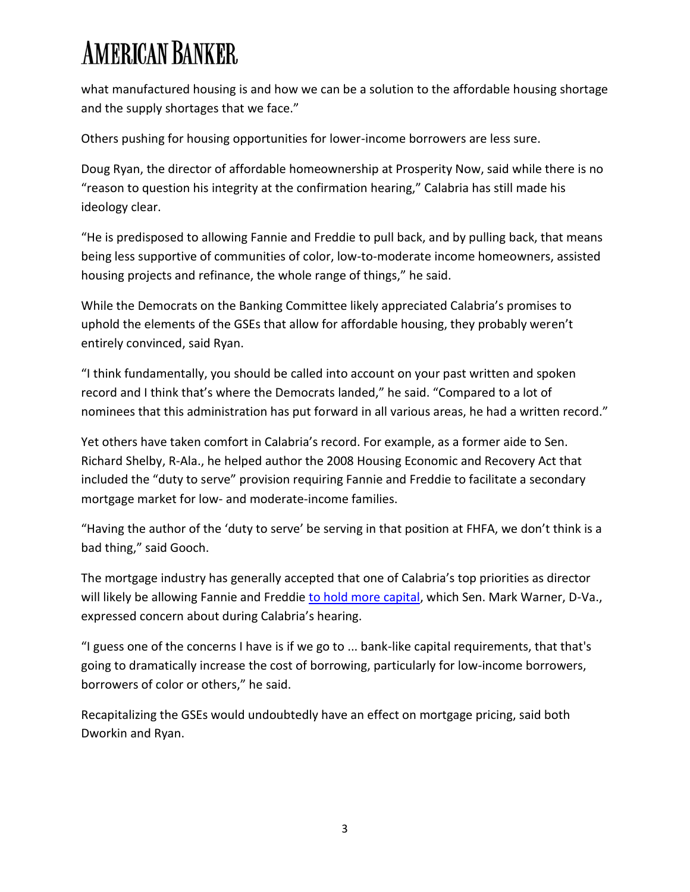what manufactured housing is and how we can be a solution to the affordable housing shortage and the supply shortages that we face."

Others pushing for housing opportunities for lower-income borrowers are less sure.

Doug Ryan, the director of affordable homeownership at Prosperity Now, said while there is no "reason to question his integrity at the confirmation hearing," Calabria has still made his ideology clear.

"He is predisposed to allowing Fannie and Freddie to pull back, and by pulling back, that means being less supportive of communities of color, low-to-moderate income homeowners, assisted housing projects and refinance, the whole range of things," he said.

While the Democrats on the Banking Committee likely appreciated Calabria's promises to uphold the elements of the GSEs that allow for affordable housing, they probably weren't entirely convinced, said Ryan.

"I think fundamentally, you should be called into account on your past written and spoken record and I think that's where the Democrats landed," he said. "Compared to a lot of nominees that this administration has put forward in all various areas, he had a written record."

Yet others have taken comfort in Calabria's record. For example, as a former aide to Sen. Richard Shelby, R-Ala., he helped author the 2008 Housing Economic and Recovery Act that included the "duty to serve" provision requiring Fannie and Freddie to facilitate a secondary mortgage market for low- and moderate-income families.

"Having the author of the 'duty to serve' be serving in that position at FHFA, we don't think is a bad thing," said Gooch.

The mortgage industry has generally accepted that one of Calabria's top priorities as director will likely be allowing Fannie and Freddie to hold more capital, which Sen. Mark Warner, D-Va., expressed concern about during Calabria's hearing.

"I guess one of the concerns I have is if we go to ... bank-like capital requirements, that that's going to dramatically increase the cost of borrowing, particularly for low-income borrowers, borrowers of color or others," he said.

Recapitalizing the GSEs would undoubtedly have an effect on mortgage pricing, said both Dworkin and Ryan.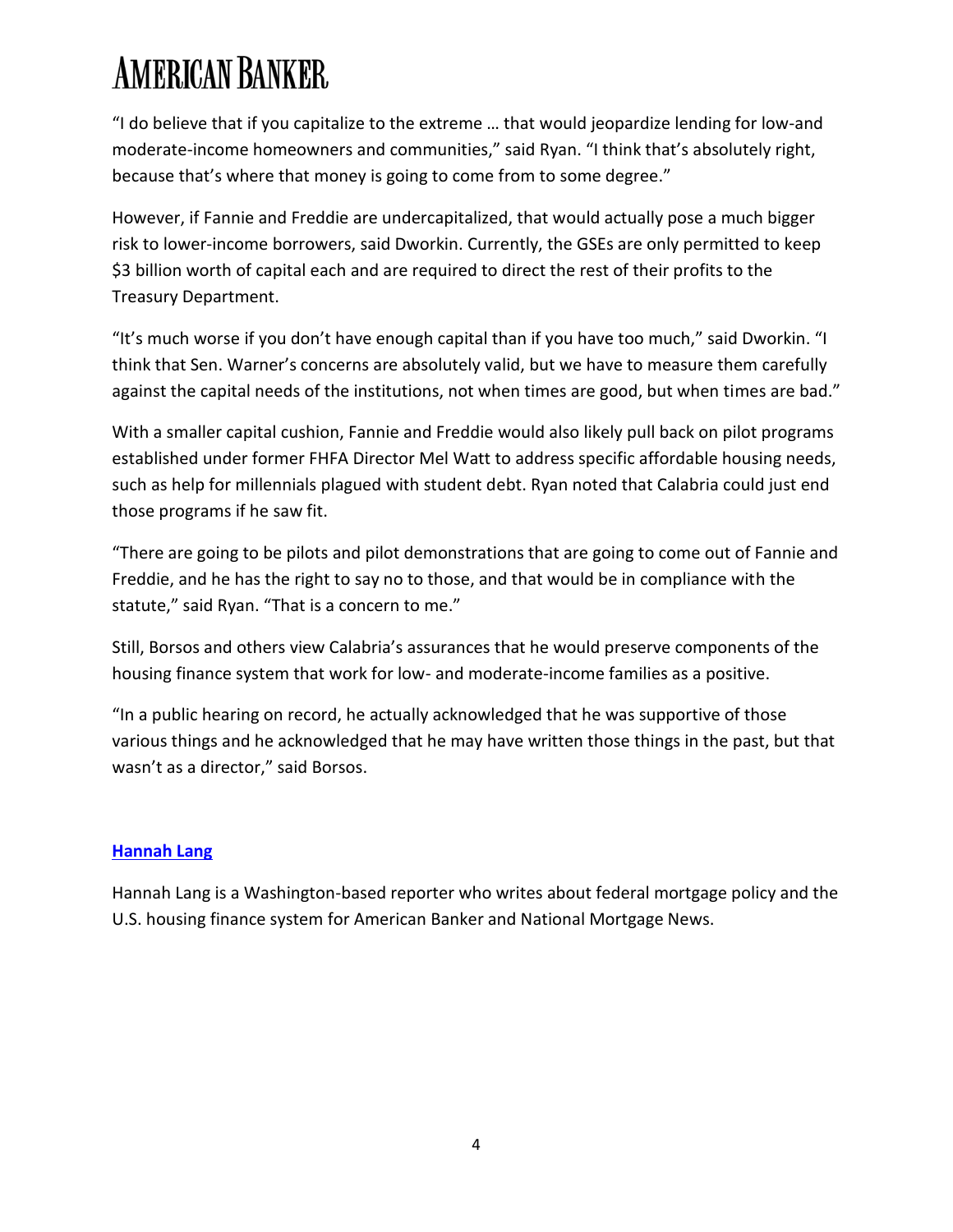"I do believe that if you capitalize to the extreme … that would jeopardize lending for low-and moderate-income homeowners and communities," said Ryan. "I think that's absolutely right, because that's where that money is going to come from to some degree."

However, if Fannie and Freddie are undercapitalized, that would actually pose a much bigger risk to lower-income borrowers, said Dworkin. Currently, the GSEs are only permitted to keep $3 billion worth of capital each and are required to direct the rest of their profits to the Treasury Department.

"It's much worse if you don't have enough capital than if you have too much," said Dworkin. "I think that Sen. Warner's concerns are absolutely valid, but we have to measure them carefully against the capital needs of the institutions, not when times are good, but when times are bad."

With a smaller capital cushion, Fannie and Freddie would also likely pull back on pilot programs established under former FHFA Director Mel Watt to address specific affordable housing needs, such as help for millennials plagued with student debt. Ryan noted that Calabria could just end those programs if he saw fit.

"There are going to be pilots and pilot demonstrations that are going to come out of Fannie and Freddie, and he has the right to say no to those, and that would be in compliance with the statute," said Ryan. "That is a concern to me."

Still, Borsos and others view Calabria's assurances that he would preserve components of the housing finance system that work for low- and moderate-income families as a positive.

"In a public hearing on record, he actually acknowledged that he was supportive of those various things and he acknowledged that he may have written those things in the past, but that wasn't as a director," said Borsos.

**Hannah Lang**

Hannah Lang is a Washington-based reporter who writes about federal mortgage policy and the U.S. housing finance system for American Banker and National Mortgage News.